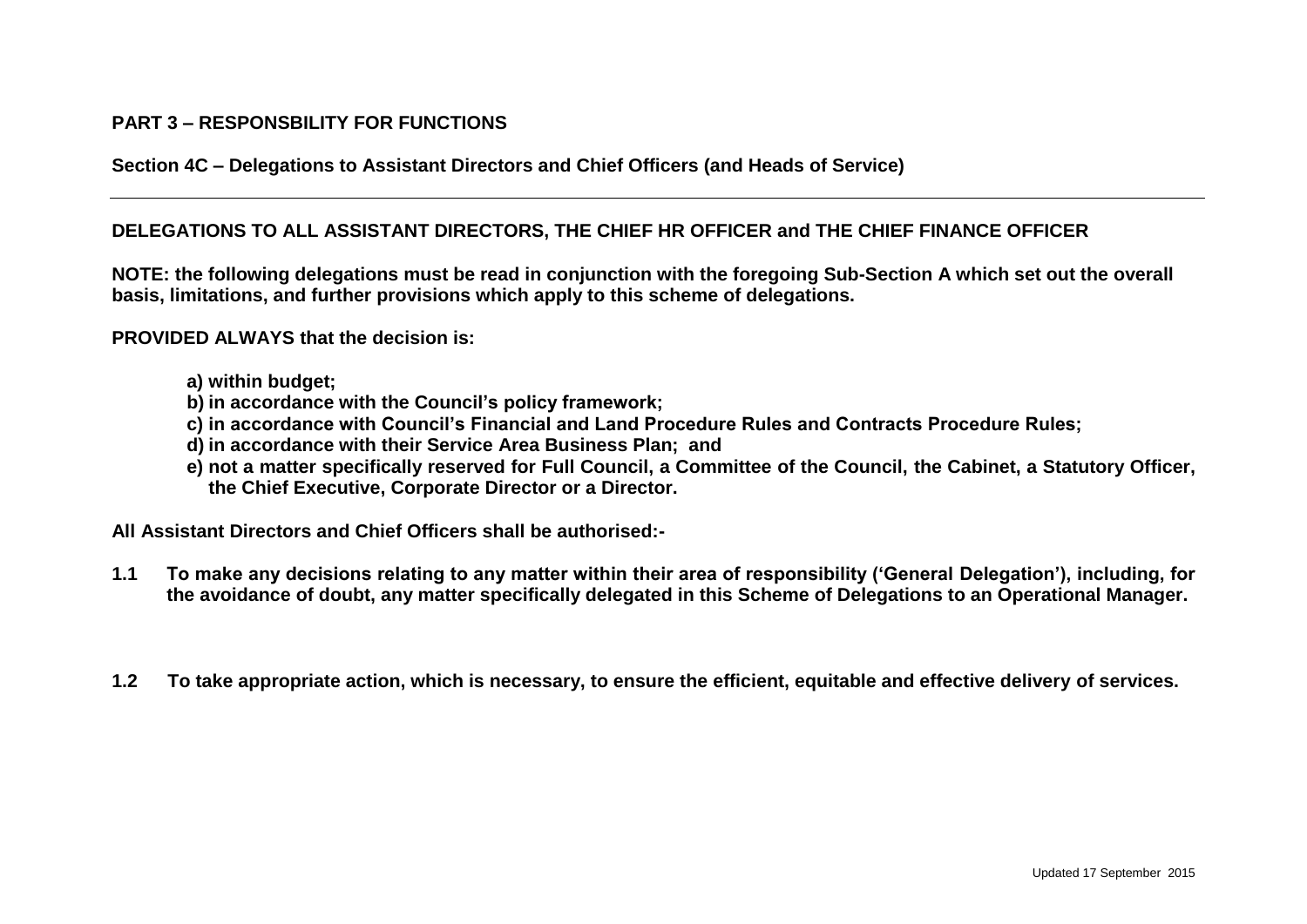## PART 3 – RESPONSBILITY FOR FUNCTIONS

### Section 4C – Delegations to Assistant Directors and Chief Officers (and Heads of Service)

---

**DELEGATIONS TO ALL ASSISTANT DIRECTORS, THE CHIEF HR OFFICER and THE CHIEF FINANCE OFFICER**

**NOTE: the following delegations must be read in conjunction with the foregoing Sub-Section A which set out the overall basis, limitations, and further provisions which apply to this scheme of delegations.**

**PROVIDED ALWAYS that the decision is:**

- **a) within budget;**
- **b) in accordance with the Council's policy framework;**
- **c) in accordance with Council's Financial and Land Procedure Rules and Contracts Procedure Rules;**
- **d) in accordance with their Service Area Business Plan; and**
- **e) not a matter specifically reserved for Full Council, a Committee of the Council, the Cabinet, a Statutory Officer, the Chief Executive, Corporate Director or a Director.**

**All Assistant Directors and Chief Officers shall be authorised:-**

**1.1** **To make any decisions relating to any matter within their area of responsibility ('General Delegation'), including, for the avoidance of doubt, any matter specifically delegated in this Scheme of Delegations to an Operational Manager.**

**1.2** **To take appropriate action, which is necessary, to ensure the efficient, equitable and effective delivery of services.**

Updated 17 September 2015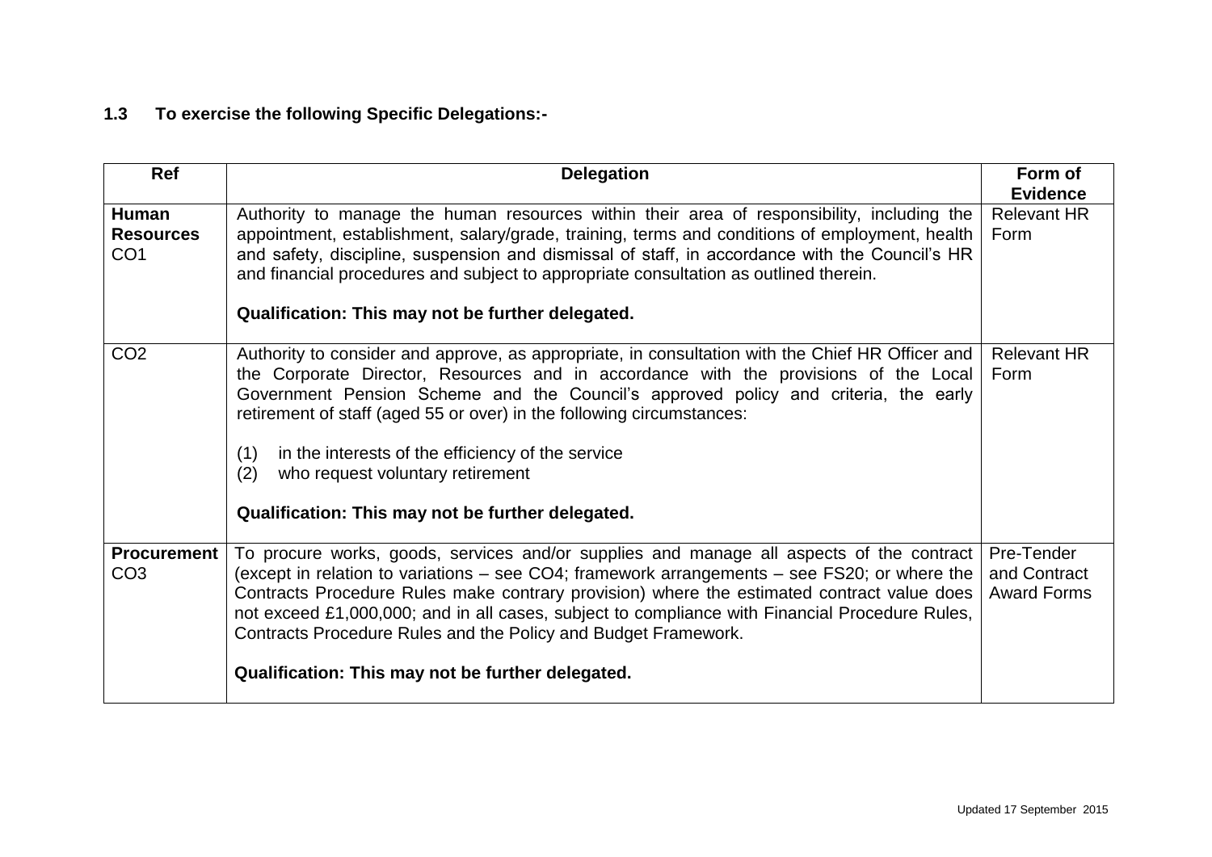**1.3 To exercise the following Specific Delegations:-**

| Ref | Delegation | Form of Evidence |
| --- | --- | --- |
| **Human Resources** CO1 | Authority to manage the human resources within their area of responsibility, including the appointment, establishment, salary/grade, training, terms and conditions of employment, health and safety, discipline, suspension and dismissal of staff, in accordance with the Council's HR and financial procedures and subject to appropriate consultation as outlined therein.<br><br>**Qualification: This may not be further delegated.** | Relevant HR Form |
| CO2 | Authority to consider and approve, as appropriate, in consultation with the Chief HR Officer and the Corporate Director, Resources and in accordance with the provisions of the Local Government Pension Scheme and the Council's approved policy and criteria, the early retirement of staff (aged 55 or over) in the following circumstances:<br><br>(1) in the interests of the efficiency of the service<br>(2) who request voluntary retirement<br><br>**Qualification: This may not be further delegated.** | Relevant HR Form |
| **Procurement** CO3 | To procure works, goods, services and/or supplies and manage all aspects of the contract (except in relation to variations – see CO4; framework arrangements – see FS20; or where the Contracts Procedure Rules make contrary provision) where the estimated contract value does not exceed £1,000,000; and in all cases, subject to compliance with Financial Procedure Rules, Contracts Procedure Rules and the Policy and Budget Framework.<br><br>**Qualification: This may not be further delegated.** | Pre-Tender and Contract Award Forms |

Updated 17 September 2015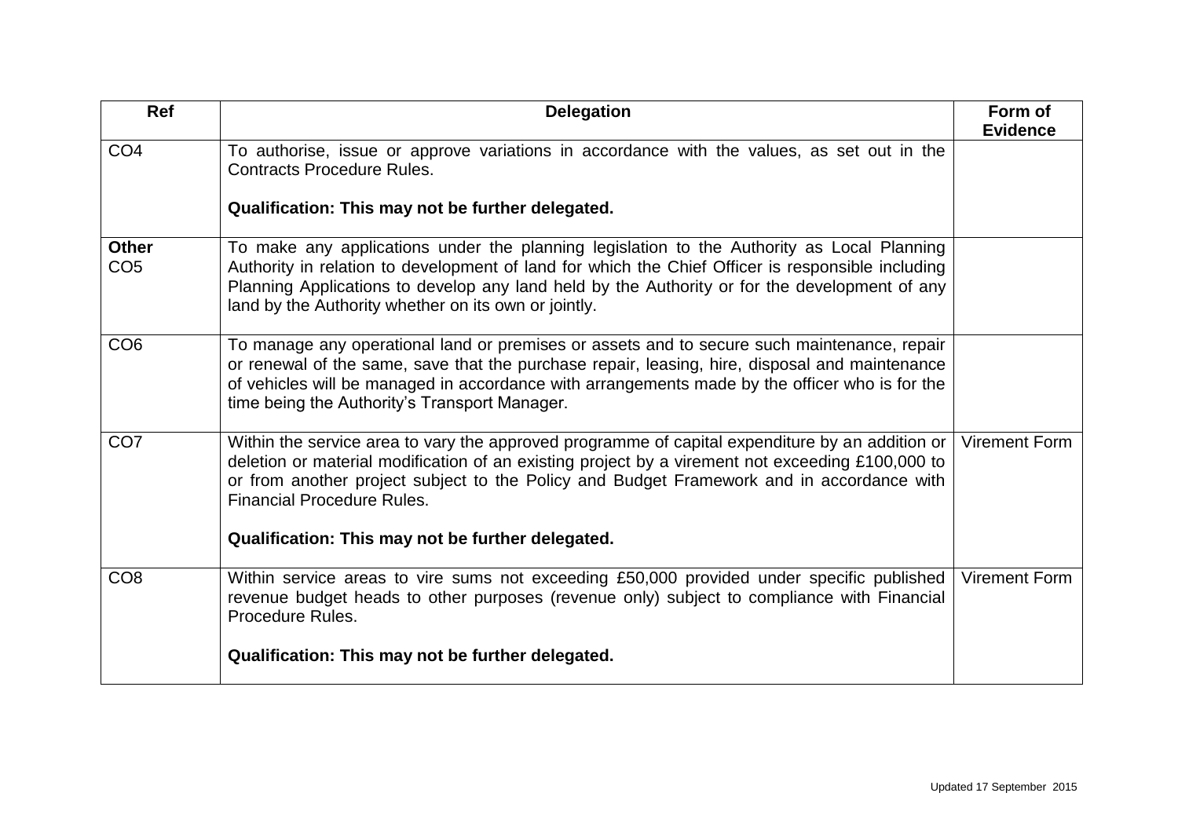| Ref | Delegation | Form of Evidence |
|---|---|---|
| CO4 | To authorise, issue or approve variations in accordance with the values, as set out in the Contracts Procedure Rules.<br><br>**Qualification: This may not be further delegated.** | |
| **Other**<br>CO5 | To make any applications under the planning legislation to the Authority as Local Planning Authority in relation to development of land for which the Chief Officer is responsible including Planning Applications to develop any land held by the Authority or for the development of any land by the Authority whether on its own or jointly. | |
| CO6 | To manage any operational land or premises or assets and to secure such maintenance, repair or renewal of the same, save that the purchase repair, leasing, hire, disposal and maintenance of vehicles will be managed in accordance with arrangements made by the officer who is for the time being the Authority's Transport Manager. | |
| CO7 | Within the service area to vary the approved programme of capital expenditure by an addition or deletion or material modification of an existing project by a virement not exceeding £100,000 to or from another project subject to the Policy and Budget Framework and in accordance with Financial Procedure Rules.<br><br>**Qualification: This may not be further delegated.** | Virement Form |
| CO8 | Within service areas to vire sums not exceeding £50,000 provided under specific published revenue budget heads to other purposes (revenue only) subject to compliance with Financial Procedure Rules.<br><br>**Qualification: This may not be further delegated.** | Virement Form |

Updated 17 September 2015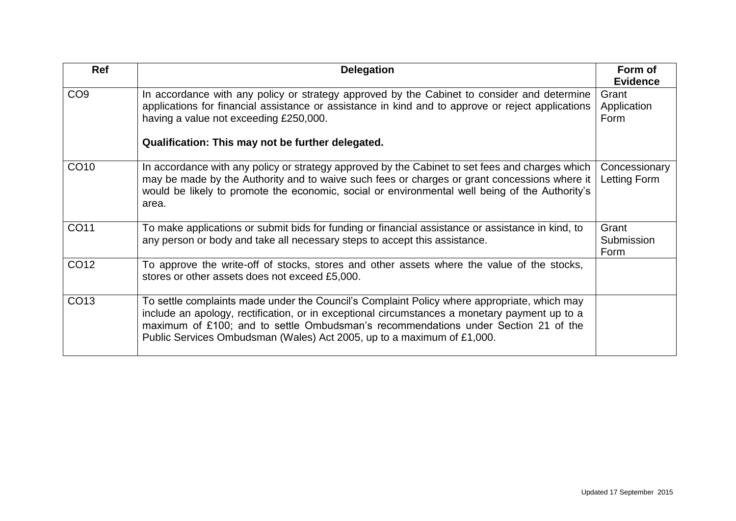| Ref | Delegation | Form of Evidence |
|---|---|---|
| CO9 | In accordance with any policy or strategy approved by the Cabinet to consider and determine applications for financial assistance or assistance in kind and to approve or reject applications having a value not exceeding £250,000.<br><br>**Qualification: This may not be further delegated.** | Grant Application Form |
| CO10 | In accordance with any policy or strategy approved by the Cabinet to set fees and charges which may be made by the Authority and to waive such fees or charges or grant concessions where it would be likely to promote the economic, social or environmental well being of the Authority's area. | Concessionary Letting Form |
| CO11 | To make applications or submit bids for funding or financial assistance or assistance in kind, to any person or body and take all necessary steps to accept this assistance. | Grant Submission Form |
| CO12 | To approve the write-off of stocks, stores and other assets where the value of the stocks, stores or other assets does not exceed £5,000. | |
| CO13 | To settle complaints made under the Council's Complaint Policy where appropriate, which may include an apology, rectification, or in exceptional circumstances a monetary payment up to a maximum of £100; and to settle Ombudsman's recommendations under Section 21 of the Public Services Ombudsman (Wales) Act 2005, up to a maximum of £1,000. | |

Updated 17 September 2015